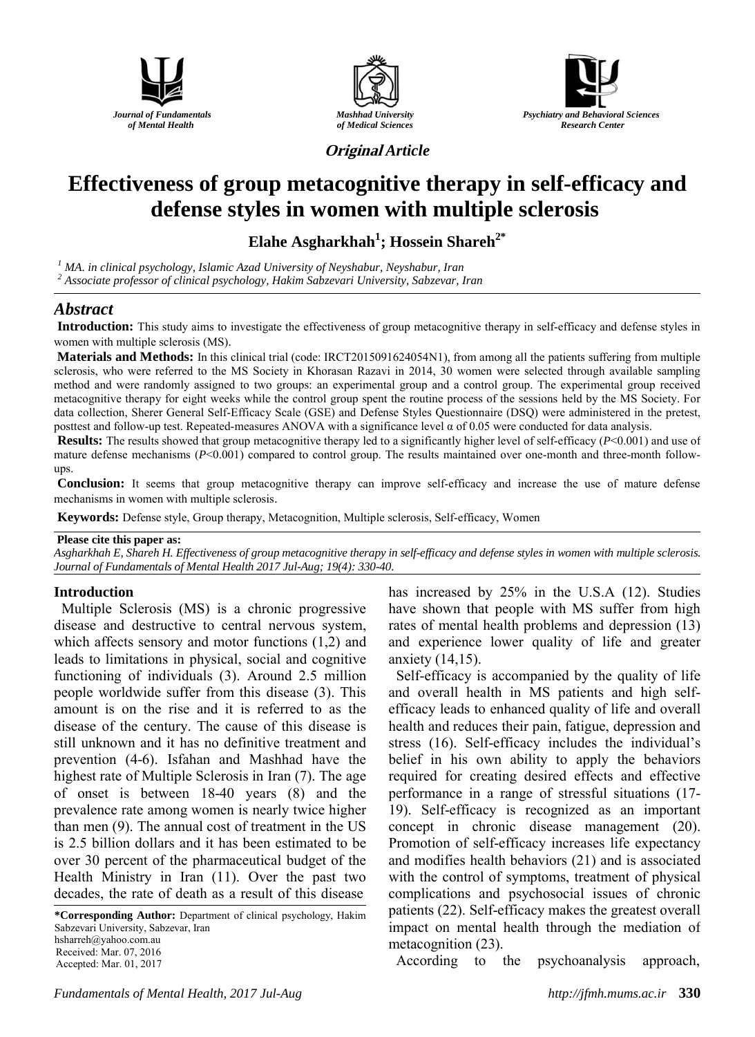Journal of Fundamentals of Mental Health

Mashhad University of Medical Sciences

Psychiatry and Behavioral Sciences Research Center

**Original Article**

# Effectiveness of group metacognitive therapy in self-efficacy and defense styles in women with multiple sclerosis

**Elahe Asgharkhah[1]; Hossein Shareh[2*]**

*[1] MA. in clinical psychology, Islamic Azad University of Neyshabur, Neyshabur, Iran*
*[2] Associate professor of clinical psychology, Hakim Sabzevari University, Sabzevar, Iran*

## Abstract

**Introduction:** This study aims to investigate the effectiveness of group metacognitive therapy in self-efficacy and defense styles in women with multiple sclerosis (MS).

**Materials and Methods:** In this clinical trial (code: IRCT2015091624054N1), from among all the patients suffering from multiple sclerosis, who were referred to the MS Society in Khorasan Razavi in 2014, 30 women were selected through available sampling method and were randomly assigned to two groups: an experimental group and a control group. The experimental group received metacognitive therapy for eight weeks while the control group spent the routine process of the sessions held by the MS Society. For data collection, Sherer General Self-Efficacy Scale (GSE) and Defense Styles Questionnaire (DSQ) were administered in the pretest, posttest and follow-up test. Repeated-measures ANOVA with a significance level α of 0.05 were conducted for data analysis.

**Results:** The results showed that group metacognitive therapy led to a significantly higher level of self-efficacy ($P<0.001$) and use of mature defense mechanisms ($P<0.001$) compared to control group. The results maintained over one-month and three-month follow-ups.

**Conclusion:** It seems that group metacognitive therapy can improve self-efficacy and increase the use of mature defense mechanisms in women with multiple sclerosis.

**Keywords:** Defense style, Group therapy, Metacognition, Multiple sclerosis, Self-efficacy, Women

**Please cite this paper as:**
*Asgharkhah E, Shareh H. Effectiveness of group metacognitive therapy in self-efficacy and defense styles in women with multiple sclerosis. Journal of Fundamentals of Mental Health 2017 Jul-Aug; 19(4): 330-40.*

## Introduction

Multiple Sclerosis (MS) is a chronic progressive disease and destructive to central nervous system, which affects sensory and motor functions (1,2) and leads to limitations in physical, social and cognitive functioning of individuals (3). Around 2.5 million people worldwide suffer from this disease (3). This amount is on the rise and it is referred to as the disease of the century. The cause of this disease is still unknown and it has no definitive treatment and prevention (4-6). Isfahan and Mashhad have the highest rate of Multiple Sclerosis in Iran (7). The age of onset is between 18-40 years (8) and the prevalence rate among women is nearly twice higher than men (9). The annual cost of treatment in the US is 2.5 billion dollars and it has been estimated to be over 30 percent of the pharmaceutical budget of the Health Ministry in Iran (11). Over the past two decades, the rate of death as a result of this disease has increased by 25% in the U.S.A (12). Studies have shown that people with MS suffer from high rates of mental health problems and depression (13) and experience lower quality of life and greater anxiety (14,15).

Self-efficacy is accompanied by the quality of life and overall health in MS patients and high self-efficacy leads to enhanced quality of life and overall health and reduces their pain, fatigue, depression and stress (16). Self-efficacy includes the individual's belief in his own ability to apply the behaviors required for creating desired effects and effective performance in a range of stressful situations (17-19). Self-efficacy is recognized as an important concept in chronic disease management (20). Promotion of self-efficacy increases life expectancy and modifies health behaviors (21) and is associated with the control of symptoms, treatment of physical complications and psychosocial issues of chronic patients (22). Self-efficacy makes the greatest overall impact on mental health through the mediation of metacognition (23).

According to the psychoanalysis approach,

**\*Corresponding Author:** Department of clinical psychology, Hakim Sabzevari University, Sabzevar, Iran
hsharreh@yahoo.com.au
Received: Mar. 07, 2016
Accepted: Mar. 01, 2017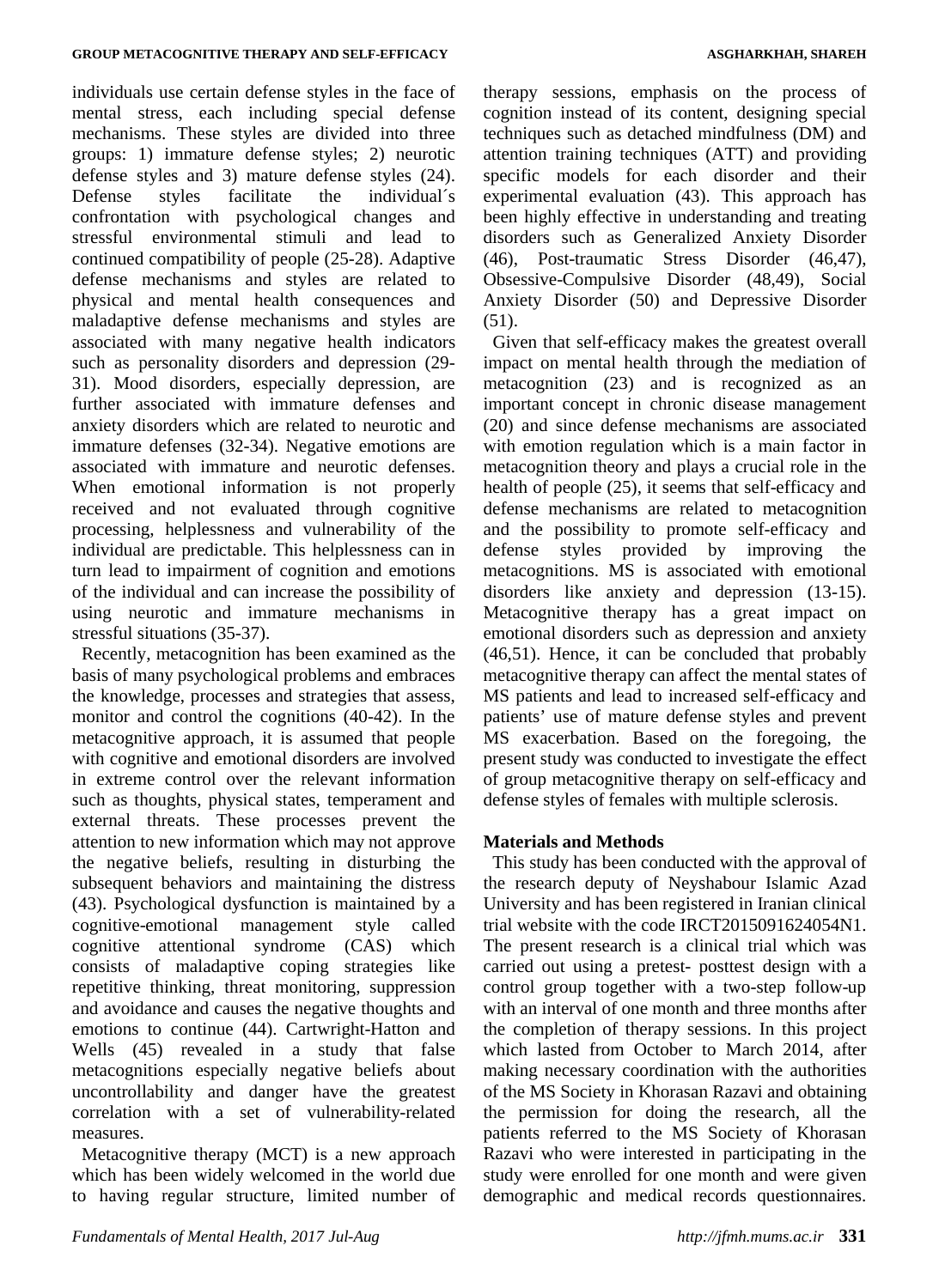individuals use certain defense styles in the face of mental stress, each including special defense mechanisms. These styles are divided into three groups: 1) immature defense styles; 2) neurotic defense styles and 3) mature defense styles (24). Defense styles facilitate the individual´s confrontation with psychological changes and stressful environmental stimuli and lead to continued compatibility of people (25-28). Adaptive defense mechanisms and styles are related to physical and mental health consequences and maladaptive defense mechanisms and styles are associated with many negative health indicators such as personality disorders and depression (29-31). Mood disorders, especially depression, are further associated with immature defenses and anxiety disorders which are related to neurotic and immature defenses (32-34). Negative emotions are associated with immature and neurotic defenses. When emotional information is not properly received and not evaluated through cognitive processing, helplessness and vulnerability of the individual are predictable. This helplessness can in turn lead to impairment of cognition and emotions of the individual and can increase the possibility of using neurotic and immature mechanisms in stressful situations (35-37).

Recently, metacognition has been examined as the basis of many psychological problems and embraces the knowledge, processes and strategies that assess, monitor and control the cognitions (40-42). In the metacognitive approach, it is assumed that people with cognitive and emotional disorders are involved in extreme control over the relevant information such as thoughts, physical states, temperament and external threats. These processes prevent the attention to new information which may not approve the negative beliefs, resulting in disturbing the subsequent behaviors and maintaining the distress (43). Psychological dysfunction is maintained by a cognitive-emotional management style called cognitive attentional syndrome (CAS) which consists of maladaptive coping strategies like repetitive thinking, threat monitoring, suppression and avoidance and causes the negative thoughts and emotions to continue (44). Cartwright-Hatton and Wells (45) revealed in a study that false metacognitions especially negative beliefs about uncontrollability and danger have the greatest correlation with a set of vulnerability-related measures.

Metacognitive therapy (MCT) is a new approach which has been widely welcomed in the world due to having regular structure, limited number of therapy sessions, emphasis on the process of cognition instead of its content, designing special techniques such as detached mindfulness (DM) and attention training techniques (ATT) and providing specific models for each disorder and their experimental evaluation (43). This approach has been highly effective in understanding and treating disorders such as Generalized Anxiety Disorder (46), Post-traumatic Stress Disorder (46,47), Obsessive-Compulsive Disorder (48,49), Social Anxiety Disorder (50) and Depressive Disorder (51).

Given that self-efficacy makes the greatest overall impact on mental health through the mediation of metacognition (23) and is recognized as an important concept in chronic disease management (20) and since defense mechanisms are associated with emotion regulation which is a main factor in metacognition theory and plays a crucial role in the health of people (25), it seems that self-efficacy and defense mechanisms are related to metacognition and the possibility to promote self-efficacy and defense styles provided by improving the metacognitions. MS is associated with emotional disorders like anxiety and depression (13-15). Metacognitive therapy has a great impact on emotional disorders such as depression and anxiety (46,51). Hence, it can be concluded that probably metacognitive therapy can affect the mental states of MS patients and lead to increased self-efficacy and patients' use of mature defense styles and prevent MS exacerbation. Based on the foregoing, the present study was conducted to investigate the effect of group metacognitive therapy on self-efficacy and defense styles of females with multiple sclerosis.

## Materials and Methods

This study has been conducted with the approval of the research deputy of Neyshabour Islamic Azad University and has been registered in Iranian clinical trial website with the code IRCT2015091624054N1. The present research is a clinical trial which was carried out using a pretest- posttest design with a control group together with a two-step follow-up with an interval of one month and three months after the completion of therapy sessions. In this project which lasted from October to March 2014, after making necessary coordination with the authorities of the MS Society in Khorasan Razavi and obtaining the permission for doing the research, all the patients referred to the MS Society of Khorasan Razavi who were interested in participating in the study were enrolled for one month and were given demographic and medical records questionnaires.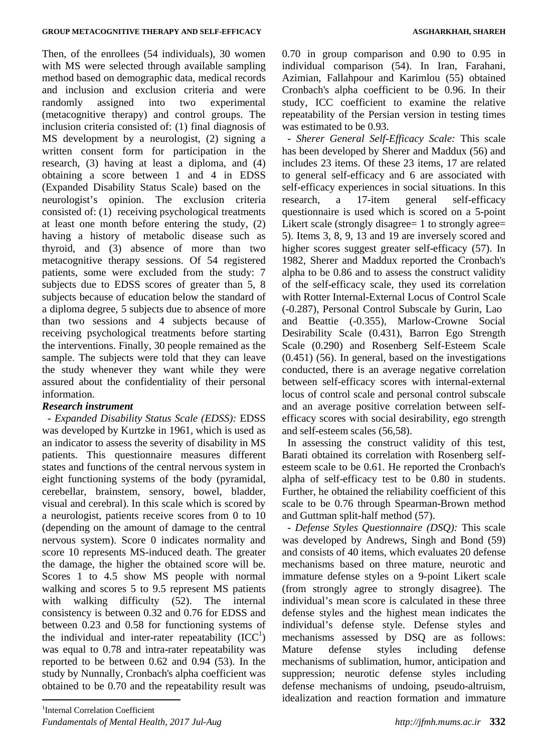Then, of the enrollees (54 individuals), 30 women with MS were selected through available sampling method based on demographic data, medical records and inclusion and exclusion criteria and were randomly assigned into two experimental (metacognitive therapy) and control groups. The inclusion criteria consisted of: (1) final diagnosis of MS development by a neurologist, (2) signing a written consent form for participation in the research, (3) having at least a diploma, and (4) obtaining a score between 1 and 4 in EDSS (Expanded Disability Status Scale) based on the neurologist's opinion. The exclusion criteria consisted of: (1) receiving psychological treatments at least one month before entering the study, (2) having a history of metabolic disease such as thyroid, and (3) absence of more than two metacognitive therapy sessions. Of 54 registered patients, some were excluded from the study: 7 subjects due to EDSS scores of greater than 5, 8 subjects because of education below the standard of a diploma degree, 5 subjects due to absence of more than two sessions and 4 subjects because of receiving psychological treatments before starting the interventions. Finally, 30 people remained as the sample. The subjects were told that they can leave the study whenever they want while they were assured about the confidentiality of their personal information.

***Research instrument***

- *Expanded Disability Status Scale (EDSS):* EDSS was developed by Kurtzke in 1961, which is used as an indicator to assess the severity of disability in MS patients. This questionnaire measures different states and functions of the central nervous system in eight functioning systems of the body (pyramidal, cerebellar, brainstem, sensory, bowel, bladder, visual and cerebral). In this scale which is scored by a neurologist, patients receive scores from 0 to 10 (depending on the amount of damage to the central nervous system). Score 0 indicates normality and score 10 represents MS-induced death. The greater the damage, the higher the obtained score will be. Scores 1 to 4.5 show MS people with normal walking and scores 5 to 9.5 represent MS patients with walking difficulty (52). The internal consistency is between 0.32 and 0.76 for EDSS and between 0.23 and 0.58 for functioning systems of the individual and inter-rater repeatability (ICC[1]) was equal to 0.78 and intra-rater repeatability was reported to be between 0.62 and 0.94 (53). In the study by Nunnally, Cronbach's alpha coefficient was obtained to be 0.70 and the repeatability result was 0.70 in group comparison and 0.90 to 0.95 in individual comparison (54). In Iran, Farahani, Azimian, Fallahpour and Karimlou (55) obtained Cronbach's alpha coefficient to be 0.96. In their study, ICC coefficient to examine the relative repeatability of the Persian version in testing times was estimated to be 0.93.

- *Sherer General Self-Efficacy Scale:* This scale has been developed by Sherer and Maddux (56) and includes 23 items. Of these 23 items, 17 are related to general self-efficacy and 6 are associated with self-efficacy experiences in social situations. In this research, a 17-item general self-efficacy questionnaire is used which is scored on a 5-point Likert scale (strongly disagree= 1 to strongly agree= 5). Items 3, 8, 9, 13 and 19 are inversely scored and higher scores suggest greater self-efficacy (57). In 1982, Sherer and Maddux reported the Cronbach's alpha to be 0.86 and to assess the construct validity of the self-efficacy scale, they used its correlation with Rotter Internal-External Locus of Control Scale (-0.287), Personal Control Subscale by Gurin, Lao and Beattie (-0.355), Marlow-Crowne Social Desirability Scale (0.431), Barron Ego Strength Scale (0.290) and Rosenberg Self-Esteem Scale (0.451) (56). In general, based on the investigations conducted, there is an average negative correlation between self-efficacy scores with internal-external locus of control scale and personal control subscale and an average positive correlation between self-efficacy scores with social desirability, ego strength and self-esteem scales (56,58).

In assessing the construct validity of this test, Barati obtained its correlation with Rosenberg self-esteem scale to be 0.61. He reported the Cronbach's alpha of self-efficacy test to be 0.80 in students. Further, he obtained the reliability coefficient of this scale to be 0.76 through Spearman-Brown method and Guttman split-half method (57).

- *Defense Styles Questionnaire (DSQ):* This scale was developed by Andrews, Singh and Bond (59) and consists of 40 items, which evaluates 20 defense mechanisms based on three mature, neurotic and immature defense styles on a 9-point Likert scale (from strongly agree to strongly disagree). The individual's mean score is calculated in these three defense styles and the highest mean indicates the individual's defense style. Defense styles and mechanisms assessed by DSQ are as follows: Mature defense styles including defense mechanisms of sublimation, humor, anticipation and suppression; neurotic defense styles including defense mechanisms of undoing, pseudo-altruism, idealization and reaction formation and immature

[1]Internal Correlation Coefficient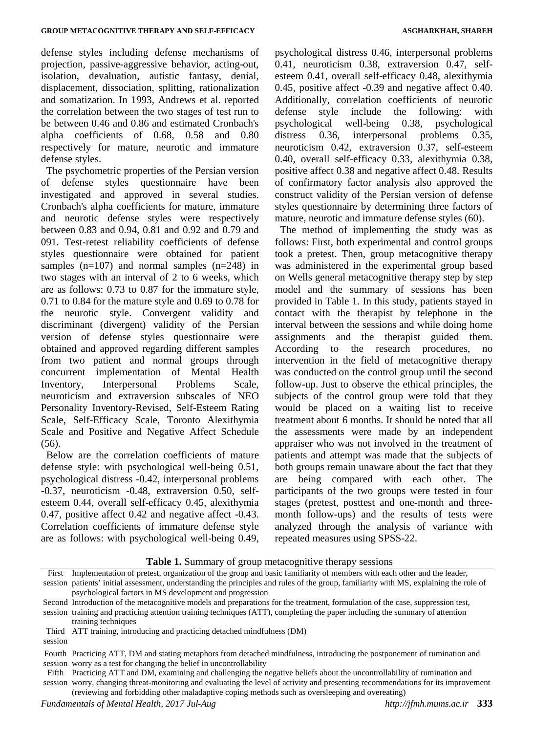defense styles including defense mechanisms of projection, passive-aggressive behavior, acting-out, isolation, devaluation, autistic fantasy, denial, displacement, dissociation, splitting, rationalization and somatization. In 1993, Andrews et al. reported the correlation between the two stages of test run to be between 0.46 and 0.86 and estimated Cronbach's alpha coefficients of 0.68, 0.58 and 0.80 respectively for mature, neurotic and immature defense styles.

The psychometric properties of the Persian version of defense styles questionnaire have been investigated and approved in several studies. Cronbach's alpha coefficients for mature, immature and neurotic defense styles were respectively between 0.83 and 0.94, 0.81 and 0.92 and 0.79 and 091. Test-retest reliability coefficients of defense styles questionnaire were obtained for patient samples (n=107) and normal samples (n=248) in two stages with an interval of 2 to 6 weeks, which are as follows: 0.73 to 0.87 for the immature style, 0.71 to 0.84 for the mature style and 0.69 to 0.78 for the neurotic style. Convergent validity and discriminant (divergent) validity of the Persian version of defense styles questionnaire were obtained and approved regarding different samples from two patient and normal groups through concurrent implementation of Mental Health Inventory, Interpersonal Problems Scale, neuroticism and extraversion subscales of NEO Personality Inventory-Revised, Self-Esteem Rating Scale, Self-Efficacy Scale, Toronto Alexithymia Scale and Positive and Negative Affect Schedule (56).

Below are the correlation coefficients of mature defense style: with psychological well-being 0.51, psychological distress -0.42, interpersonal problems -0.37, neuroticism -0.48, extraversion 0.50, self-esteem 0.44, overall self-efficacy 0.45, alexithymia 0.47, positive affect 0.42 and negative affect -0.43. Correlation coefficients of immature defense style are as follows: with psychological well-being 0.49, psychological distress 0.46, interpersonal problems 0.41, neuroticism 0.38, extraversion 0.47, self-esteem 0.41, overall self-efficacy 0.48, alexithymia 0.45, positive affect -0.39 and negative affect 0.40. Additionally, correlation coefficients of neurotic defense style include the following: with psychological well-being 0.38, psychological distress 0.36, interpersonal problems 0.35, neuroticism 0.42, extraversion 0.37, self-esteem 0.40, overall self-efficacy 0.33, alexithymia 0.38, positive affect 0.38 and negative affect 0.48. Results of confirmatory factor analysis also approved the construct validity of the Persian version of defense styles questionnaire by determining three factors of mature, neurotic and immature defense styles (60).

The method of implementing the study was as follows: First, both experimental and control groups took a pretest. Then, group metacognitive therapy was administered in the experimental group based on Wells general metacognitive therapy step by step model and the summary of sessions has been provided in Table 1. In this study, patients stayed in contact with the therapist by telephone in the interval between the sessions and while doing home assignments and the therapist guided them. According to the research procedures, no intervention in the field of metacognitive therapy was conducted on the control group until the second follow-up. Just to observe the ethical principles, the subjects of the control group were told that they would be placed on a waiting list to receive treatment about 6 months. It should be noted that all the assessments were made by an independent appraiser who was not involved in the treatment of patients and attempt was made that the subjects of both groups remain unaware about the fact that they are being compared with each other. The participants of the two groups were tested in four stages (pretest, posttest and one-month and three-month follow-ups) and the results of tests were analyzed through the analysis of variance with repeated measures using SPSS-22.

**Table 1.** Summary of group metacognitive therapy sessions

| Session | Content |
|---|---|
| First session | Implementation of pretest, organization of the group and basic familiarity of members with each other and the leader, patients' initial assessment, understanding the principles and rules of the group, familiarity with MS, explaining the role of psychological factors in MS development and progression |
| Second session | Introduction of the metacognitive models and preparations for the treatment, formulation of the case, suppression test, training and practicing attention training techniques (ATT), completing the paper including the summary of attention training techniques |
| Third session | ATT training, introducing and practicing detached mindfulness (DM) |
| Fourth session | Practicing ATT, DM and stating metaphors from detached mindfulness, introducing the postponement of rumination and worry as a test for changing the belief in uncontrollability |
| Fifth session | Practicing ATT and DM, examining and challenging the negative beliefs about the uncontrollability of rumination and worry, changing threat-monitoring and evaluating the level of activity and presenting recommendations for its improvement (reviewing and forbidding other maladaptive coping methods such as oversleeping and overeating) |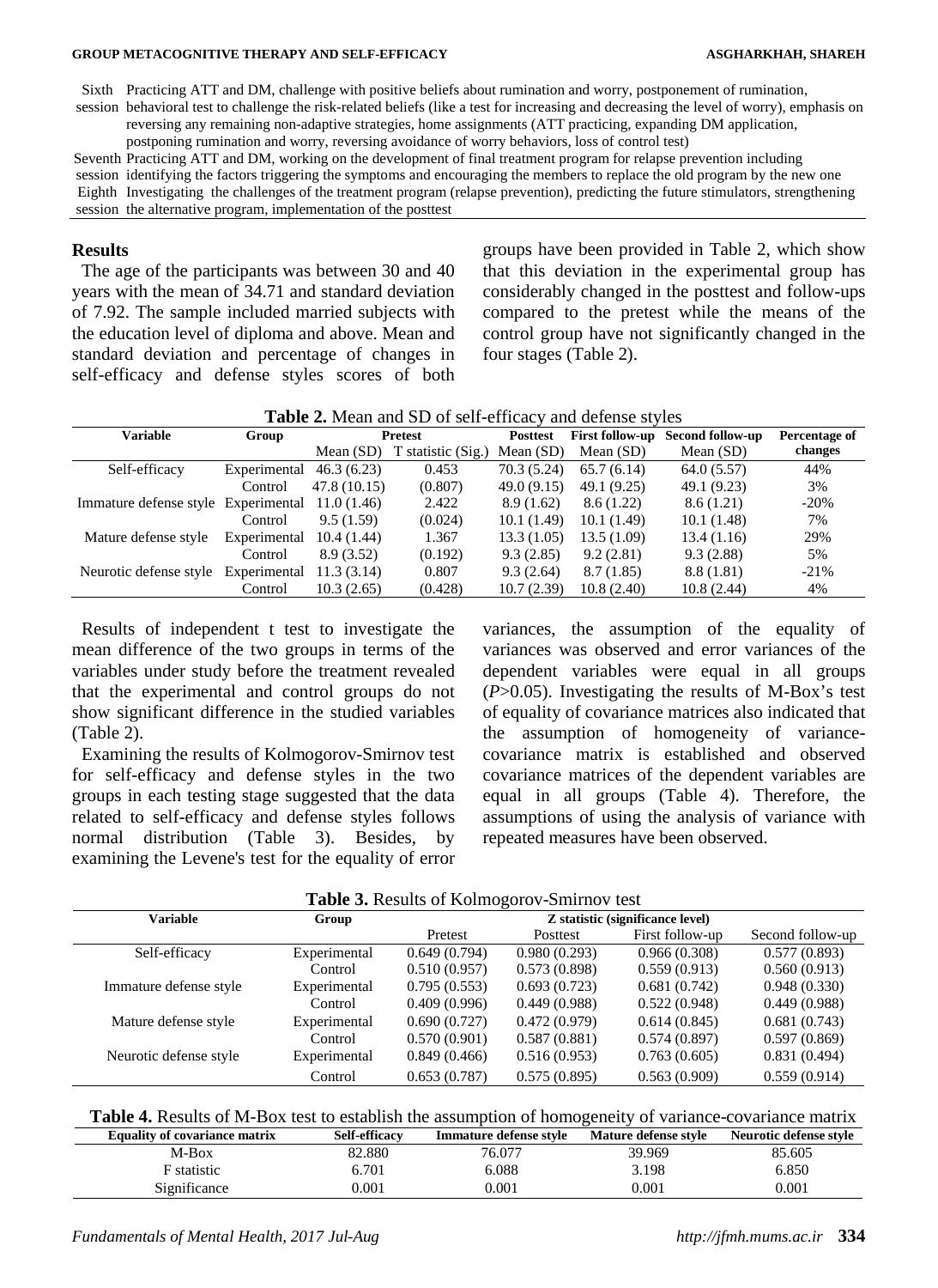| | |
|---|---|
| Sixth session | Practicing ATT and DM, challenge with positive beliefs about rumination and worry, postponement of rumination, behavioral test to challenge the risk-related beliefs (like a test for increasing and decreasing the level of worry), emphasis on reversing any remaining non-adaptive strategies, home assignments (ATT practicing, expanding DM application, postponing rumination and worry, reversing avoidance of worry behaviors, loss of control test) |
| Seventh session | Practicing ATT and DM, working on the development of final treatment program for relapse prevention including identifying the factors triggering the symptoms and encouraging the members to replace the old program by the new one |
| Eighth session | Investigating the challenges of the treatment program (relapse prevention), predicting the future stimulators, strengthening the alternative program, implementation of the posttest |

## Results

The age of the participants was between 30 and 40 years with the mean of 34.71 and standard deviation of 7.92. The sample included married subjects with the education level of diploma and above. Mean and standard deviation and percentage of changes in self-efficacy and defense styles scores of both groups have been provided in Table 2, which show that this deviation in the experimental group has considerably changed in the posttest and follow-ups compared to the pretest while the means of the control group have not significantly changed in the four stages (Table 2).

**Table 2.** Mean and SD of self-efficacy and defense styles

| Variable | Group | Pretest | | Posttest | First follow-up | Second follow-up | Percentage of changes |
|---|---|---|---|---|---|---|---|
| | | Mean (SD) | T statistic (Sig.) | Mean (SD) | Mean (SD) | Mean (SD) | |
| Self-efficacy | Experimental | 46.3 (6.23) | 0.453 | 70.3 (5.24) | 65.7 (6.14) | 64.0 (5.57) | 44% |
| | Control | 47.8 (10.15) | (0.807) | 49.0 (9.15) | 49.1 (9.25) | 49.1 (9.23) | 3% |
| Immature defense style | Experimental | 11.0 (1.46) | 2.422 | 8.9 (1.62) | 8.6 (1.22) | 8.6 (1.21) | -20% |
| | Control | 9.5 (1.59) | (0.024) | 10.1 (1.49) | 10.1 (1.49) | 10.1 (1.48) | 7% |
| Mature defense style | Experimental | 10.4 (1.44) | 1.367 | 13.3 (1.05) | 13.5 (1.09) | 13.4 (1.16) | 29% |
| | Control | 8.9 (3.52) | (0.192) | 9.3 (2.85) | 9.2 (2.81) | 9.3 (2.88) | 5% |
| Neurotic defense style | Experimental | 11.3 (3.14) | 0.807 | 9.3 (2.64) | 8.7 (1.85) | 8.8 (1.81) | -21% |
| | Control | 10.3 (2.65) | (0.428) | 10.7 (2.39) | 10.8 (2.40) | 10.8 (2.44) | 4% |

Results of independent t test to investigate the mean difference of the two groups in terms of the variables under study before the treatment revealed that the experimental and control groups do not show significant difference in the studied variables (Table 2).

Examining the results of Kolmogorov-Smirnov test for self-efficacy and defense styles in the two groups in each testing stage suggested that the data related to self-efficacy and defense styles follows normal distribution (Table 3). Besides, by examining the Levene's test for the equality of error variances, the assumption of the equality of variances was observed and error variances of the dependent variables were equal in all groups ($P$>0.05). Investigating the results of M-Box's test of equality of covariance matrices also indicated that the assumption of homogeneity of variance-covariance matrix is established and observed covariance matrices of the dependent variables are equal in all groups (Table 4). Therefore, the assumptions of using the analysis of variance with repeated measures have been observed.

**Table 3.** Results of Kolmogorov-Smirnov test

| Variable | Group | Z statistic (significance level) | | | |
|---|---|---|---|---|---|
| | | Pretest | Posttest | First follow-up | Second follow-up |
| Self-efficacy | Experimental | 0.649 (0.794) | 0.980 (0.293) | 0.966 (0.308) | 0.577 (0.893) |
| | Control | 0.510 (0.957) | 0.573 (0.898) | 0.559 (0.913) | 0.560 (0.913) |
| Immature defense style | Experimental | 0.795 (0.553) | 0.693 (0.723) | 0.681 (0.742) | 0.948 (0.330) |
| | Control | 0.409 (0.996) | 0.449 (0.988) | 0.522 (0.948) | 0.449 (0.988) |
| Mature defense style | Experimental | 0.690 (0.727) | 0.472 (0.979) | 0.614 (0.845) | 0.681 (0.743) |
| | Control | 0.570 (0.901) | 0.587 (0.881) | 0.574 (0.897) | 0.597 (0.869) |
| Neurotic defense style | Experimental | 0.849 (0.466) | 0.516 (0.953) | 0.763 (0.605) | 0.831 (0.494) |
| | Control | 0.653 (0.787) | 0.575 (0.895) | 0.563 (0.909) | 0.559 (0.914) |

**Table 4.** Results of M-Box test to establish the assumption of homogeneity of variance-covariance matrix

| Equality of covariance matrix | Self-efficacy | Immature defense style | Mature defense style | Neurotic defense style |
|---|---|---|---|---|
| M-Box | 82.880 | 76.077 | 39.969 | 85.605 |
| F statistic | 6.701 | 6.088 | 3.198 | 6.850 |
| Significance | 0.001 | 0.001 | 0.001 | 0.001 |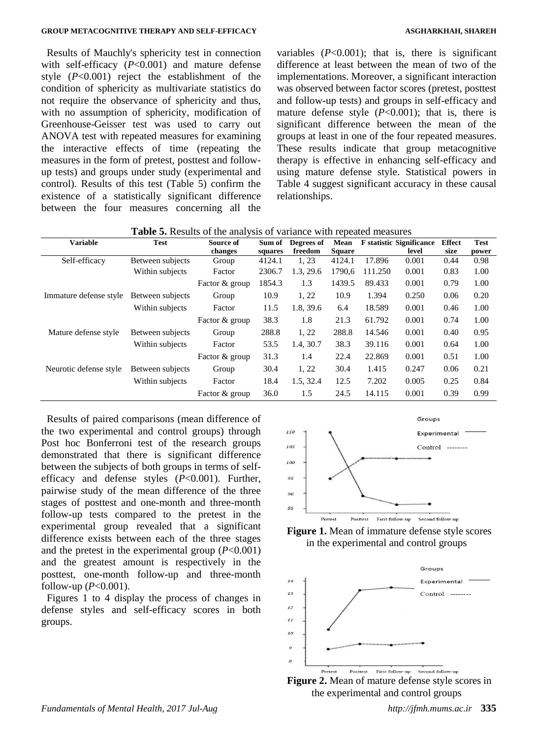Results of Mauchly's sphericity test in connection with self-efficacy ($P<0.001$) and mature defense style ($P<0.001$) reject the establishment of the condition of sphericity as multivariate statistics do not require the observance of sphericity and thus, with no assumption of sphericity, modification of Greenhouse-Geisser test was used to carry out ANOVA test with repeated measures for examining the interactive effects of time (repeating the measures in the form of pretest, posttest and follow-up tests) and groups under study (experimental and control). Results of this test (Table 5) confirm the existence of a statistically significant difference between the four measures concerning all the variables ($P<0.001$); that is, there is significant difference at least between the mean of two of the implementations. Moreover, a significant interaction was observed between factor scores (pretest, posttest and follow-up tests) and groups in self-efficacy and mature defense style ($P<0.001$); that is, there is significant difference between the mean of the groups at least in one of the four repeated measures. These results indicate that group metacognitive therapy is effective in enhancing self-efficacy and using mature defense style. Statistical powers in Table 4 suggest significant accuracy in these causal relationships.

**Table 5.** Results of the analysis of variance with repeated measures

| Variable | Test | Source of changes | Sum of squares | Degrees of freedom | Mean Square | F statistic | Significance level | Effect size | Test power |
|---|---|---|---|---|---|---|---|---|---|
| Self-efficacy | Between subjects | Group | 4124.1 | 1, 23 | 4124.1 | 17.896 | 0.001 | 0.44 | 0.98 |
| | Within subjects | Factor | 2306.7 | 1.3, 29.6 | 1790,6 | 111.250 | 0.001 | 0.83 | 1.00 |
| | | Factor & group | 1854.3 | 1.3 | 1439.5 | 89.433 | 0.001 | 0.79 | 1.00 |
| Immature defense style | Between subjects | Group | 10.9 | 1, 22 | 10.9 | 1.394 | 0.250 | 0.06 | 0.20 |
| | Within subjects | Factor | 11.5 | 1.8, 39.6 | 6.4 | 18.589 | 0.001 | 0.46 | 1.00 |
| | | Factor & group | 38.3 | 1.8 | 21.3 | 61.792 | 0.001 | 0.74 | 1.00 |
| Mature defense style | Between subjects | Group | 288.8 | 1, 22 | 288.8 | 14.546 | 0.001 | 0.40 | 0.95 |
| | Within subjects | Factor | 53.5 | 1.4, 30.7 | 38.3 | 39.116 | 0.001 | 0.64 | 1.00 |
| | | Factor & group | 31.3 | 1.4 | 22.4 | 22.869 | 0.001 | 0.51 | 1.00 |
| Neurotic defense style | Between subjects | Group | 30.4 | 1, 22 | 30.4 | 1.415 | 0.247 | 0.06 | 0.21 |
| | Within subjects | Factor | 18.4 | 1.5, 32.4 | 12.5 | 7.202 | 0.005 | 0.25 | 0.84 |
| | | Factor & group | 36.0 | 1.5 | 24.5 | 14.115 | 0.001 | 0.39 | 0.99 |

Results of paired comparisons (mean difference of the two experimental and control groups) through Post hoc Bonferroni test of the research groups demonstrated that there is significant difference between the subjects of both groups in terms of self-efficacy and defense styles ($P<0.001$). Further, pairwise study of the mean difference of the three stages of posttest and one-month and three-month follow-up tests compared to the pretest in the experimental group revealed that a significant difference exists between each of the three stages and the pretest in the experimental group ($P<0.001$) and the greatest amount is respectively in the posttest, one-month follow-up and three-month follow-up ($P<0.001$).

Figures 1 to 4 display the process of changes in defense styles and self-efficacy scores in both groups.

**Figure 1.** Mean of immature defense style scores in the experimental and control groups

**Figure 2.** Mean of mature defense style scores in the experimental and control groups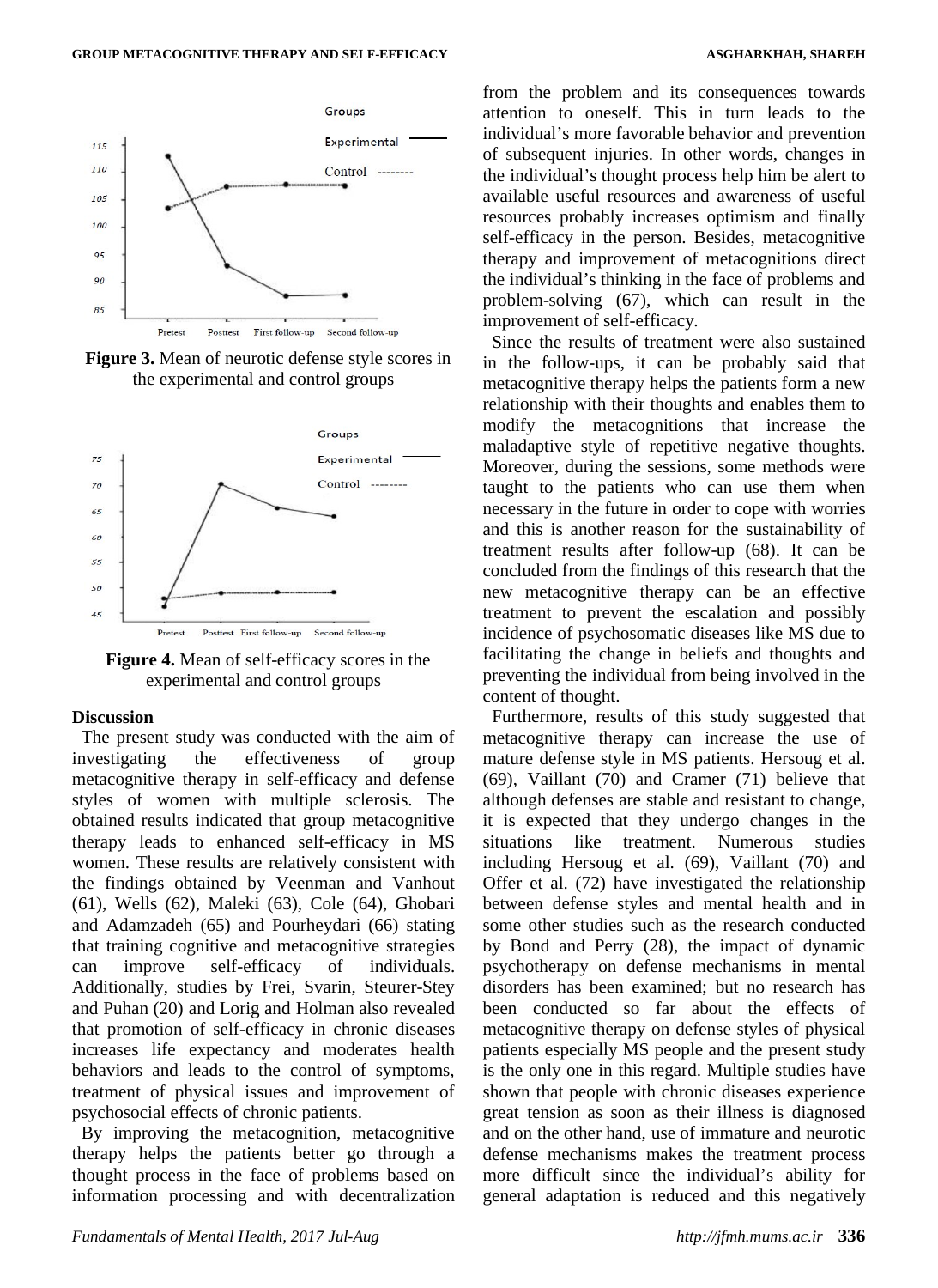Figure 3. Mean of neurotic defense style scores in the experimental and control groups

Figure 4. Mean of self-efficacy scores in the experimental and control groups

## Discussion

The present study was conducted with the aim of investigating the effectiveness of group metacognitive therapy in self-efficacy and defense styles of women with multiple sclerosis. The obtained results indicated that group metacognitive therapy leads to enhanced self-efficacy in MS women. These results are relatively consistent with the findings obtained by Veenman and Vanhout (61), Wells (62), Maleki (63), Cole (64), Ghobari and Adamzadeh (65) and Pourheydari (66) stating that training cognitive and metacognitive strategies can improve self-efficacy of individuals. Additionally, studies by Frei, Svarin, Steurer-Stey and Puhan (20) and Lorig and Holman also revealed that promotion of self-efficacy in chronic diseases increases life expectancy and moderates health behaviors and leads to the control of symptoms, treatment of physical issues and improvement of psychosocial effects of chronic patients.

By improving the metacognition, metacognitive therapy helps the patients better go through a thought process in the face of problems based on information processing and with decentralization from the problem and its consequences towards attention to oneself. This in turn leads to the individual's more favorable behavior and prevention of subsequent injuries. In other words, changes in the individual's thought process help him be alert to available useful resources and awareness of useful resources probably increases optimism and finally self-efficacy in the person. Besides, metacognitive therapy and improvement of metacognitions direct the individual's thinking in the face of problems and problem-solving (67), which can result in the improvement of self-efficacy.

Since the results of treatment were also sustained in the follow-ups, it can be probably said that metacognitive therapy helps the patients form a new relationship with their thoughts and enables them to modify the metacognitions that increase the maladaptive style of repetitive negative thoughts. Moreover, during the sessions, some methods were taught to the patients who can use them when necessary in the future in order to cope with worries and this is another reason for the sustainability of treatment results after follow-up (68). It can be concluded from the findings of this research that the new metacognitive therapy can be an effective treatment to prevent the escalation and possibly incidence of psychosomatic diseases like MS due to facilitating the change in beliefs and thoughts and preventing the individual from being involved in the content of thought.

Furthermore, results of this study suggested that metacognitive therapy can increase the use of mature defense style in MS patients. Hersoug et al. (69), Vaillant (70) and Cramer (71) believe that although defenses are stable and resistant to change, it is expected that they undergo changes in the situations like treatment. Numerous studies including Hersoug et al. (69), Vaillant (70) and Offer et al. (72) have investigated the relationship between defense styles and mental health and in some other studies such as the research conducted by Bond and Perry (28), the impact of dynamic psychotherapy on defense mechanisms in mental disorders has been examined; but no research has been conducted so far about the effects of metacognitive therapy on defense styles of physical patients especially MS people and the present study is the only one in this regard. Multiple studies have shown that people with chronic diseases experience great tension as soon as their illness is diagnosed and on the other hand, use of immature and neurotic defense mechanisms makes the treatment process more difficult since the individual's ability for general adaptation is reduced and this negatively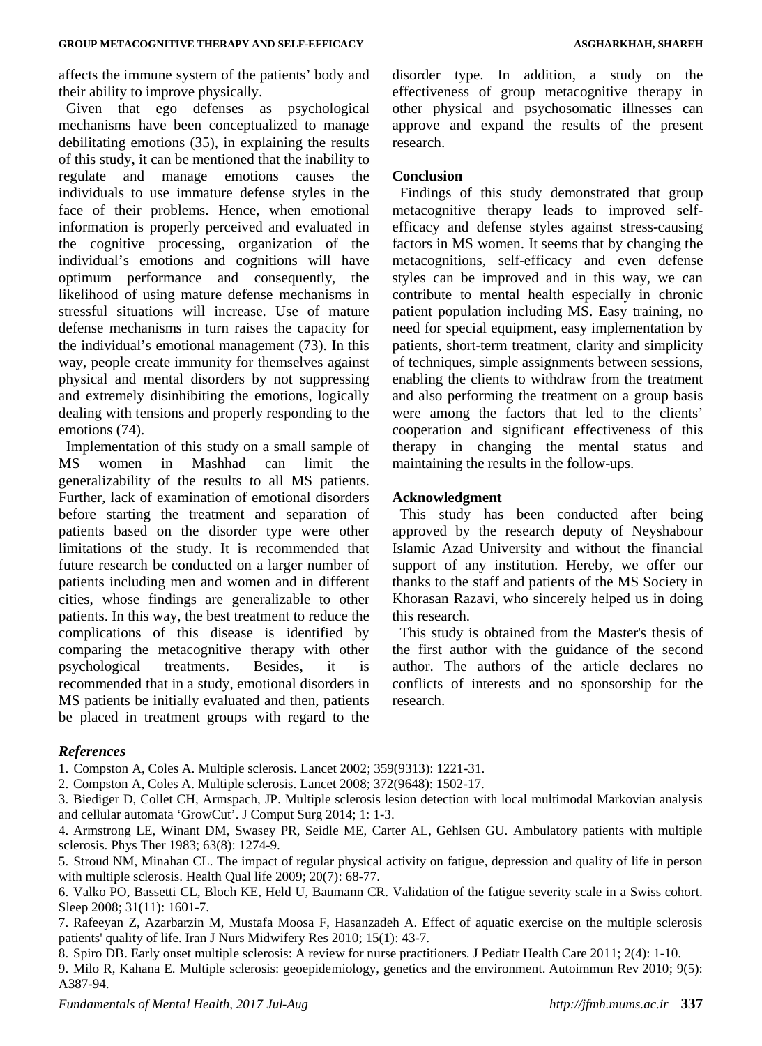affects the immune system of the patients' body and their ability to improve physically.

Given that ego defenses as psychological mechanisms have been conceptualized to manage debilitating emotions (35), in explaining the results of this study, it can be mentioned that the inability to regulate and manage emotions causes the individuals to use immature defense styles in the face of their problems. Hence, when emotional information is properly perceived and evaluated in the cognitive processing, organization of the individual's emotions and cognitions will have optimum performance and consequently, the likelihood of using mature defense mechanisms in stressful situations will increase. Use of mature defense mechanisms in turn raises the capacity for the individual's emotional management (73). In this way, people create immunity for themselves against physical and mental disorders by not suppressing and extremely disinhibiting the emotions, logically dealing with tensions and properly responding to the emotions (74).

Implementation of this study on a small sample of MS women in Mashhad can limit the generalizability of the results to all MS patients. Further, lack of examination of emotional disorders before starting the treatment and separation of patients based on the disorder type were other limitations of the study. It is recommended that future research be conducted on a larger number of patients including men and women and in different cities, whose findings are generalizable to other patients. In this way, the best treatment to reduce the complications of this disease is identified by comparing the metacognitive therapy with other psychological treatments. Besides, it is recommended that in a study, emotional disorders in MS patients be initially evaluated and then, patients be placed in treatment groups with regard to the disorder type. In addition, a study on the effectiveness of group metacognitive therapy in other physical and psychosomatic illnesses can approve and expand the results of the present research.

**Conclusion**

Findings of this study demonstrated that group metacognitive therapy leads to improved self-efficacy and defense styles against stress-causing factors in MS women. It seems that by changing the metacognitions, self-efficacy and even defense styles can be improved and in this way, we can contribute to mental health especially in chronic patient population including MS. Easy training, no need for special equipment, easy implementation by patients, short-term treatment, clarity and simplicity of techniques, simple assignments between sessions, enabling the clients to withdraw from the treatment and also performing the treatment on a group basis were among the factors that led to the clients' cooperation and significant effectiveness of this therapy in changing the mental status and maintaining the results in the follow-ups.

**Acknowledgment**

This study has been conducted after being approved by the research deputy of Neyshabour Islamic Azad University and without the financial support of any institution. Hereby, we offer our thanks to the staff and patients of the MS Society in Khorasan Razavi, who sincerely helped us in doing this research.

This study is obtained from the Master's thesis of the first author with the guidance of the second author. The authors of the article declares no conflicts of interests and no sponsorship for the research.

***References***

1. Compston A, Coles A. Multiple sclerosis. Lancet 2002; 359(9313): 1221-31.
2. Compston A, Coles A. Multiple sclerosis. Lancet 2008; 372(9648): 1502-17.
3. Biediger D, Collet CH, Armspach, JP. Multiple sclerosis lesion detection with local multimodal Markovian analysis and cellular automata 'GrowCut'. J Comput Surg 2014; 1: 1-3.
4. Armstrong LE, Winant DM, Swasey PR, Seidle ME, Carter AL, Gehlsen GU. Ambulatory patients with multiple sclerosis. Phys Ther 1983; 63(8): 1274-9.
5. Stroud NM, Minahan CL. The impact of regular physical activity on fatigue, depression and quality of life in person with multiple sclerosis. Health Qual life 2009; 20(7): 68-77.
6. Valko PO, Bassetti CL, Bloch KE, Held U, Baumann CR. Validation of the fatigue severity scale in a Swiss cohort. Sleep 2008; 31(11): 1601-7.
7. Rafeeyan Z, Azarbarzin M, Mustafa Moosa F, Hasanzadeh A. Effect of aquatic exercise on the multiple sclerosis patients' quality of life. Iran J Nurs Midwifery Res 2010; 15(1): 43-7.
8. Spiro DB. Early onset multiple sclerosis: A review for nurse practitioners. J Pediatr Health Care 2011; 2(4): 1-10.
9. Milo R, Kahana E. Multiple sclerosis: geoepidemiology, genetics and the environment. Autoimmun Rev 2010; 9(5): A387-94.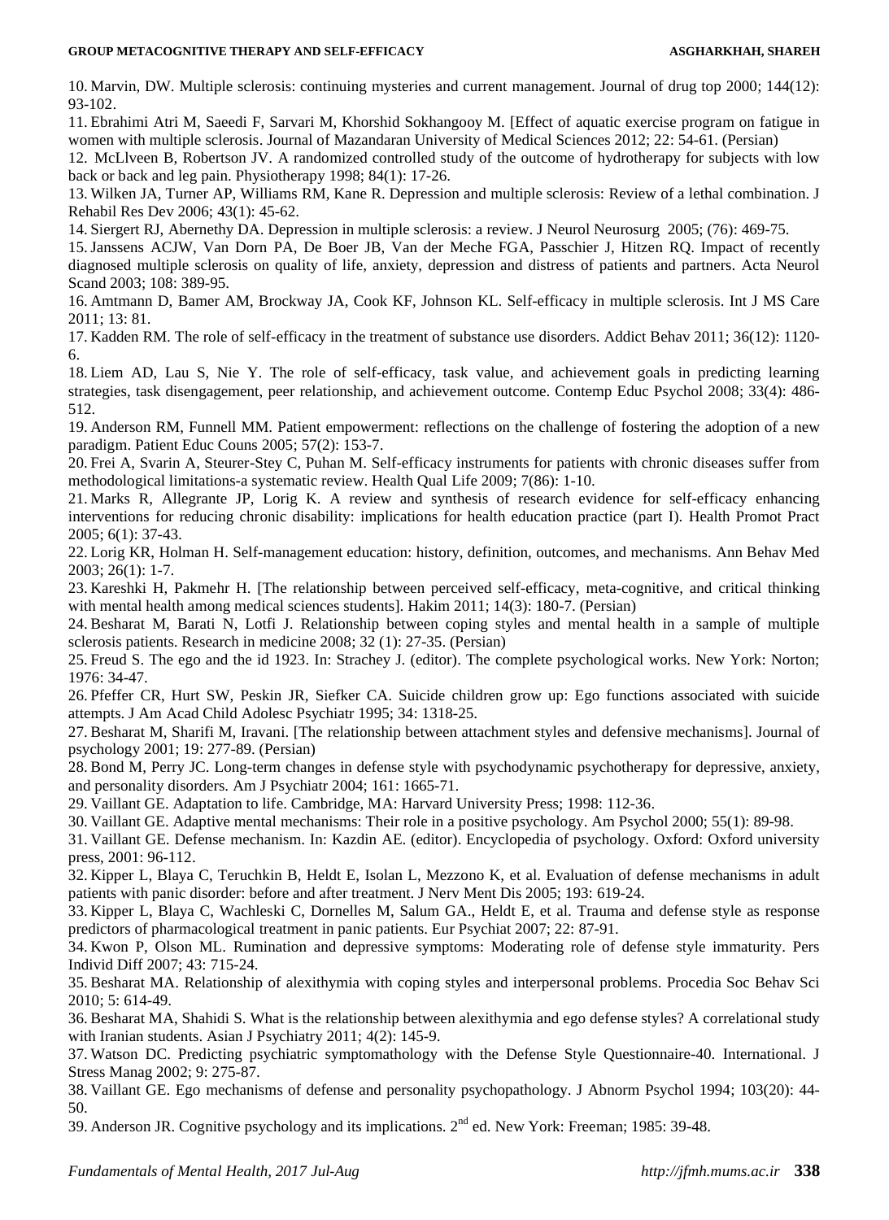10. Marvin, DW. Multiple sclerosis: continuing mysteries and current management. Journal of drug top 2000; 144(12): 93-102.

11. Ebrahimi Atri M, Saeedi F, Sarvari M, Khorshid Sokhangooy M. [Effect of aquatic exercise program on fatigue in women with multiple sclerosis. Journal of Mazandaran University of Medical Sciences 2012; 22: 54-61. (Persian)

12. McLlveen B, Robertson JV. A randomized controlled study of the outcome of hydrotherapy for subjects with low back or back and leg pain. Physiotherapy 1998; 84(1): 17-26.

13. Wilken JA, Turner AP, Williams RM, Kane R. Depression and multiple sclerosis: Review of a lethal combination. J Rehabil Res Dev 2006; 43(1): 45-62.

14. Siergert RJ, Abernethy DA. Depression in multiple sclerosis: a review. J Neurol Neurosurg 2005; (76): 469-75.

15. Janssens ACJW, Van Dorn PA, De Boer JB, Van der Meche FGA, Passchier J, Hitzen RQ. Impact of recently diagnosed multiple sclerosis on quality of life, anxiety, depression and distress of patients and partners. Acta Neurol Scand 2003; 108: 389-95.

16. Amtmann D, Bamer AM, Brockway JA, Cook KF, Johnson KL. Self-efficacy in multiple sclerosis. Int J MS Care 2011; 13: 81.

17. Kadden RM. The role of self-efficacy in the treatment of substance use disorders. Addict Behav 2011; 36(12): 1120-6.

18. Liem AD, Lau S, Nie Y. The role of self-efficacy, task value, and achievement goals in predicting learning strategies, task disengagement, peer relationship, and achievement outcome. Contemp Educ Psychol 2008; 33(4): 486-512.

19. Anderson RM, Funnell MM. Patient empowerment: reflections on the challenge of fostering the adoption of a new paradigm. Patient Educ Couns 2005; 57(2): 153-7.

20. Frei A, Svarin A, Steurer-Stey C, Puhan M. Self-efficacy instruments for patients with chronic diseases suffer from methodological limitations-a systematic review. Health Qual Life 2009; 7(86): 1-10.

21. Marks R, Allegrante JP, Lorig K. A review and synthesis of research evidence for self-efficacy enhancing interventions for reducing chronic disability: implications for health education practice (part I). Health Promot Pract 2005; 6(1): 37-43.

22. Lorig KR, Holman H. Self-management education: history, definition, outcomes, and mechanisms. Ann Behav Med 2003; 26(1): 1-7.

23. Kareshki H, Pakmehr H. [The relationship between perceived self-efficacy, meta-cognitive, and critical thinking with mental health among medical sciences students]. Hakim 2011; 14(3): 180-7. (Persian)

24. Besharat M, Barati N, Lotfi J. Relationship between coping styles and mental health in a sample of multiple sclerosis patients. Research in medicine 2008; 32 (1): 27-35. (Persian)

25. Freud S. The ego and the id 1923. In: Strachey J. (editor). The complete psychological works. New York: Norton; 1976: 34-47.

26. Pfeffer CR, Hurt SW, Peskin JR, Siefker CA. Suicide children grow up: Ego functions associated with suicide attempts. J Am Acad Child Adolesc Psychiatr 1995; 34: 1318-25.

27. Besharat M, Sharifi M, Iravani. [The relationship between attachment styles and defensive mechanisms]. Journal of psychology 2001; 19: 277-89. (Persian)

28. Bond M, Perry JC. Long-term changes in defense style with psychodynamic psychotherapy for depressive, anxiety, and personality disorders. Am J Psychiatr 2004; 161: 1665-71.

29. Vaillant GE. Adaptation to life. Cambridge, MA: Harvard University Press; 1998: 112-36.

30. Vaillant GE. Adaptive mental mechanisms: Their role in a positive psychology. Am Psychol 2000; 55(1): 89-98.

31. Vaillant GE. Defense mechanism. In: Kazdin AE. (editor). Encyclopedia of psychology. Oxford: Oxford university press, 2001: 96-112.

32. Kipper L, Blaya C, Teruchkin B, Heldt E, Isolan L, Mezzono K, et al. Evaluation of defense mechanisms in adult patients with panic disorder: before and after treatment. J Nerv Ment Dis 2005; 193: 619-24.

33. Kipper L, Blaya C, Wachleski C, Dornelles M, Salum GA., Heldt E, et al. Trauma and defense style as response predictors of pharmacological treatment in panic patients. Eur Psychiat 2007; 22: 87-91.

34. Kwon P, Olson ML. Rumination and depressive symptoms: Moderating role of defense style immaturity. Pers Individ Diff 2007; 43: 715-24.

35. Besharat MA. Relationship of alexithymia with coping styles and interpersonal problems. Procedia Soc Behav Sci 2010; 5: 614-49.

36. Besharat MA, Shahidi S. What is the relationship between alexithymia and ego defense styles? A correlational study with Iranian students. Asian J Psychiatry 2011; 4(2): 145-9.

37. Watson DC. Predicting psychiatric symptomatology with the Defense Style Questionnaire-40. International. J Stress Manag 2002; 9: 275-87.

38. Vaillant GE. Ego mechanisms of defense and personality psychopathology. J Abnorm Psychol 1994; 103(20): 44-50.

39. Anderson JR. Cognitive psychology and its implications. 2nd ed. New York: Freeman; 1985: 39-48.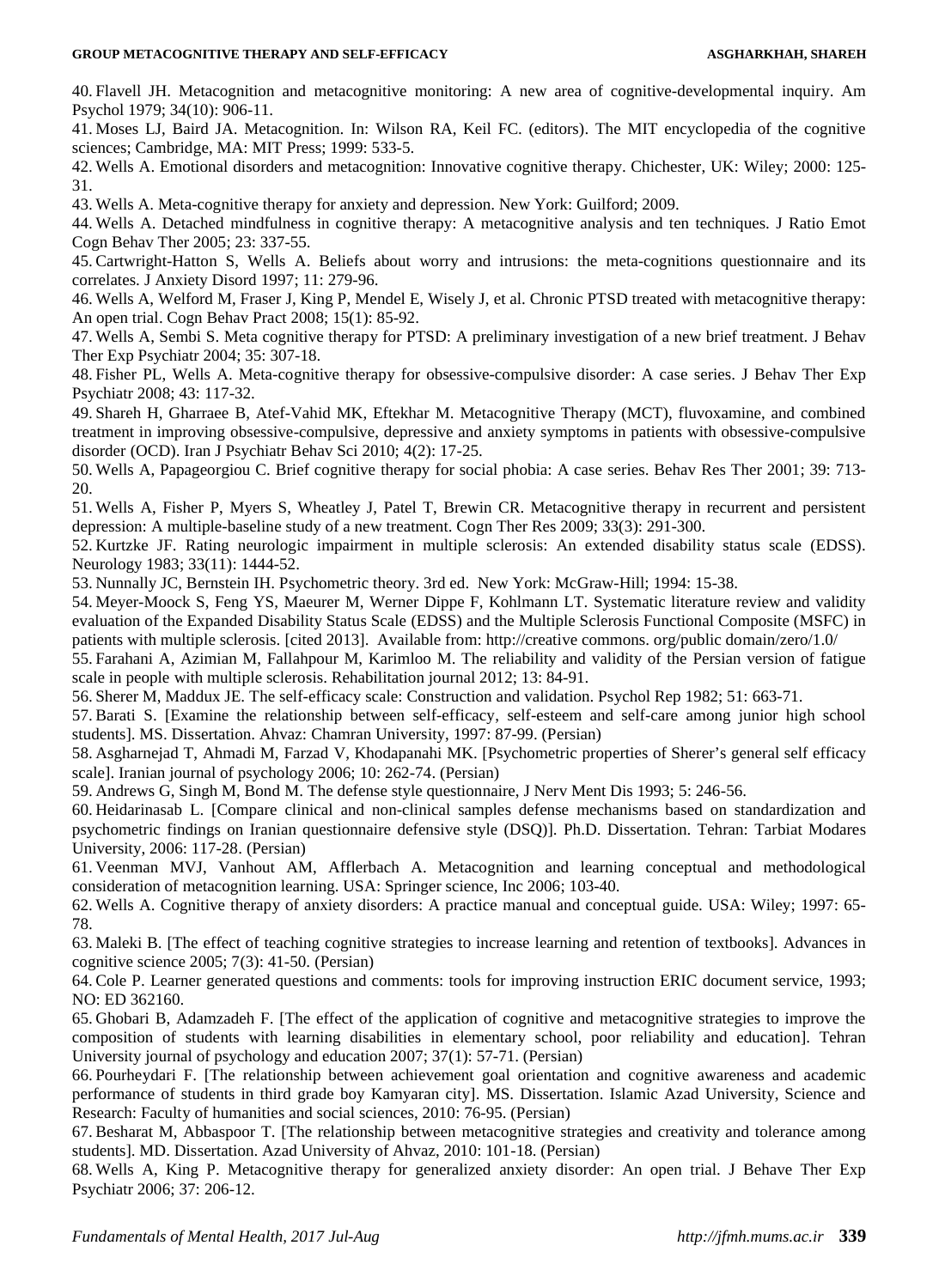40. Flavell JH. Metacognition and metacognitive monitoring: A new area of cognitive-developmental inquiry. Am Psychol 1979; 34(10): 906-11.

41. Moses LJ, Baird JA. Metacognition. In: Wilson RA, Keil FC. (editors). The MIT encyclopedia of the cognitive sciences; Cambridge, MA: MIT Press; 1999: 533-5.

42. Wells A. Emotional disorders and metacognition: Innovative cognitive therapy. Chichester, UK: Wiley; 2000: 125-31.

43. Wells A. Meta-cognitive therapy for anxiety and depression. New York: Guilford; 2009.

44. Wells A. Detached mindfulness in cognitive therapy: A metacognitive analysis and ten techniques. J Ratio Emot Cogn Behav Ther 2005; 23: 337-55.

45. Cartwright-Hatton S, Wells A. Beliefs about worry and intrusions: the meta-cognitions questionnaire and its correlates. J Anxiety Disord 1997; 11: 279-96.

46. Wells A, Welford M, Fraser J, King P, Mendel E, Wisely J, et al. Chronic PTSD treated with metacognitive therapy: An open trial. Cogn Behav Pract 2008; 15(1): 85-92.

47. Wells A, Sembi S. Meta cognitive therapy for PTSD: A preliminary investigation of a new brief treatment. J Behav Ther Exp Psychiatr 2004; 35: 307-18.

48. Fisher PL, Wells A. Meta-cognitive therapy for obsessive-compulsive disorder: A case series. J Behav Ther Exp Psychiatr 2008; 43: 117-32.

49. Shareh H, Gharraee B, Atef-Vahid MK, Eftekhar M. Metacognitive Therapy (MCT), fluvoxamine, and combined treatment in improving obsessive-compulsive, depressive and anxiety symptoms in patients with obsessive-compulsive disorder (OCD). Iran J Psychiatr Behav Sci 2010; 4(2): 17-25.

50. Wells A, Papageorgiou C. Brief cognitive therapy for social phobia: A case series. Behav Res Ther 2001; 39: 713-20.

51. Wells A, Fisher P, Myers S, Wheatley J, Patel T, Brewin CR. Metacognitive therapy in recurrent and persistent depression: A multiple-baseline study of a new treatment. Cogn Ther Res 2009; 33(3): 291-300.

52. Kurtzke JF. Rating neurologic impairment in multiple sclerosis: An extended disability status scale (EDSS). Neurology 1983; 33(11): 1444-52.

53. Nunnally JC, Bernstein IH. Psychometric theory. 3rd ed. New York: McGraw-Hill; 1994: 15-38.

54. Meyer-Moock S, Feng YS, Maeurer M, Werner Dippe F, Kohlmann LT. Systematic literature review and validity evaluation of the Expanded Disability Status Scale (EDSS) and the Multiple Sclerosis Functional Composite (MSFC) in patients with multiple sclerosis. [cited 2013]. Available from: http://creative commons. org/public domain/zero/1.0/

55. Farahani A, Azimian M, Fallahpour M, Karimloo M. The reliability and validity of the Persian version of fatigue scale in people with multiple sclerosis. Rehabilitation journal 2012; 13: 84-91.

56. Sherer M, Maddux JE. The self-efficacy scale: Construction and validation. Psychol Rep 1982; 51: 663-71.

57. Barati S. [Examine the relationship between self-efficacy, self-esteem and self-care among junior high school students]. MS. Dissertation. Ahvaz: Chamran University, 1997: 87-99. (Persian)

58. Asgharnejad T, Ahmadi M, Farzad V, Khodapanahi MK. [Psychometric properties of Sherer's general self efficacy scale]. Iranian journal of psychology 2006; 10: 262-74. (Persian)

59. Andrews G, Singh M, Bond M. The defense style questionnaire, J Nerv Ment Dis 1993; 5: 246-56.

60. Heidarinasab L. [Compare clinical and non-clinical samples defense mechanisms based on standardization and psychometric findings on Iranian questionnaire defensive style (DSQ)]. Ph.D. Dissertation. Tehran: Tarbiat Modares University, 2006: 117-28. (Persian)

61. Veenman MVJ, Vanhout AM, Afflerbach A. Metacognition and learning conceptual and methodological consideration of metacognition learning. USA: Springer science, Inc 2006; 103-40.

62. Wells A. Cognitive therapy of anxiety disorders: A practice manual and conceptual guide. USA: Wiley; 1997: 65-78.

63. Maleki B. [The effect of teaching cognitive strategies to increase learning and retention of textbooks]. Advances in cognitive science 2005; 7(3): 41-50. (Persian)

64. Cole P. Learner generated questions and comments: tools for improving instruction ERIC document service, 1993; NO: ED 362160.

65. Ghobari B, Adamzadeh F. [The effect of the application of cognitive and metacognitive strategies to improve the composition of students with learning disabilities in elementary school, poor reliability and education]. Tehran University journal of psychology and education 2007; 37(1): 57-71. (Persian)

66. Pourheydari F. [The relationship between achievement goal orientation and cognitive awareness and academic performance of students in third grade boy Kamyaran city]. MS. Dissertation. Islamic Azad University, Science and Research: Faculty of humanities and social sciences, 2010: 76-95. (Persian)

67. Besharat M, Abbaspoor T. [The relationship between metacognitive strategies and creativity and tolerance among students]. MD. Dissertation. Azad University of Ahvaz, 2010: 101-18. (Persian)

68. Wells A, King P. Metacognitive therapy for generalized anxiety disorder: An open trial. J Behave Ther Exp Psychiatr 2006; 37: 206-12.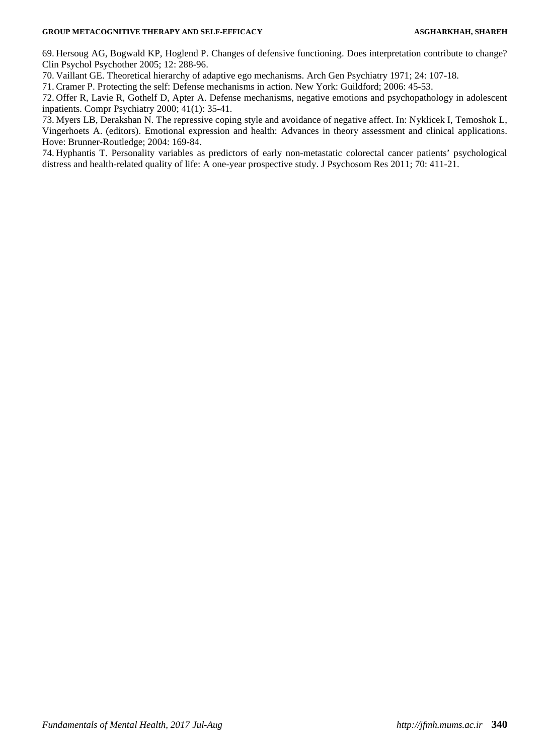69. Hersoug AG, Bogwald KP, Hoglend P. Changes of defensive functioning. Does interpretation contribute to change? Clin Psychol Psychother 2005; 12: 288-96.

70. Vaillant GE. Theoretical hierarchy of adaptive ego mechanisms. Arch Gen Psychiatry 1971; 24: 107-18.

71. Cramer P. Protecting the self: Defense mechanisms in action. New York: Guildford; 2006: 45-53.

72. Offer R, Lavie R, Gothelf D, Apter A. Defense mechanisms, negative emotions and psychopathology in adolescent inpatients. Compr Psychiatry 2000; 41(1): 35-41.

73. Myers LB, Derakshan N. The repressive coping style and avoidance of negative affect. In: Nyklicek I, Temoshok L, Vingerhoets A. (editors). Emotional expression and health: Advances in theory assessment and clinical applications. Hove: Brunner-Routledge; 2004: 169-84.

74. Hyphantis T. Personality variables as predictors of early non-metastatic colorectal cancer patients' psychological distress and health-related quality of life: A one-year prospective study. J Psychosom Res 2011; 70: 411-21.